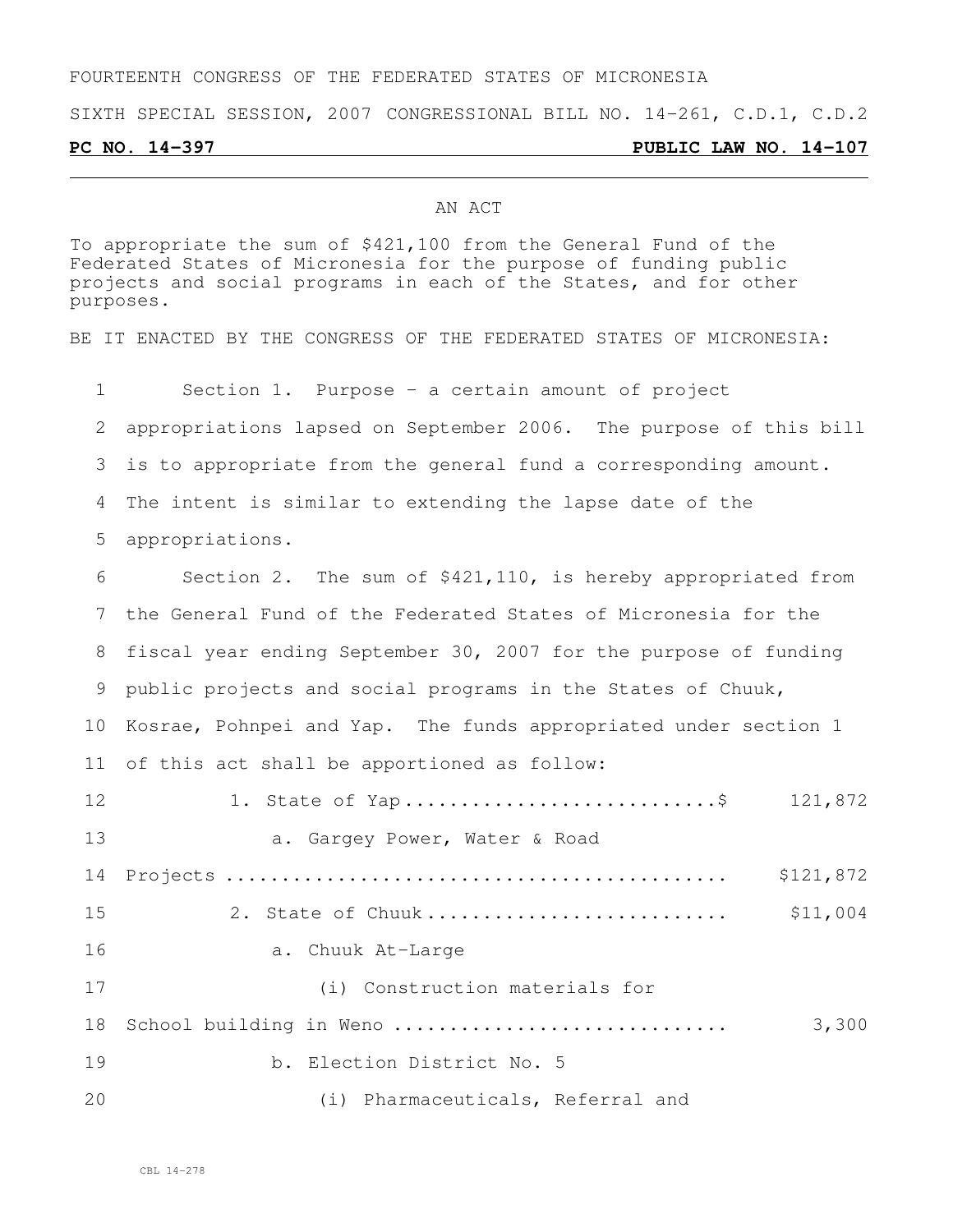FOURTEENTH CONGRESS OF THE FEDERATED STATES OF MICRONESIA

SIXTH SPECIAL SESSION, 2007 CONGRESSIONAL BILL NO. 14-261, C.D.1, C.D.2

**PC NO. 14-397** **PUBLIC LAW NO. 14-107**

AN ACT

To appropriate the sum of $421,100 from the General Fund of the Federated States of Micronesia for the purpose of funding public projects and social programs in each of the States, and for other purposes.

BE IT ENACTED BY THE CONGRESS OF THE FEDERATED STATES OF MICRONESIA:

1 Section 1. Purpose – a certain amount of project
2 appropriations lapsed on September 2006. The purpose of this bill
3 is to appropriate from the general fund a corresponding amount.
4 The intent is similar to extending the lapse date of the
5 appropriations.

6 Section 2. The sum of $421,110, is hereby appropriated from
7 the General Fund of the Federated States of Micronesia for the
8 fiscal year ending September 30, 2007 for the purpose of funding
9 public projects and social programs in the States of Chuuk,
10 Kosrae, Pohnpei and Yap. The funds appropriated under section 1
11 of this act shall be apportioned as follow:

12 1. State of Yap............................$ 121,872

13 a. Gargey Power, Water & Road

14 Projects ............................................ $121,872

15 2. State of Chuuk.......................... $11,004

16 a. Chuuk At-Large

17 (i) Construction materials for

18 School building in Weno ............................ 3,300

19 b. Election District No. 5

20 (i) Pharmaceuticals, Referral and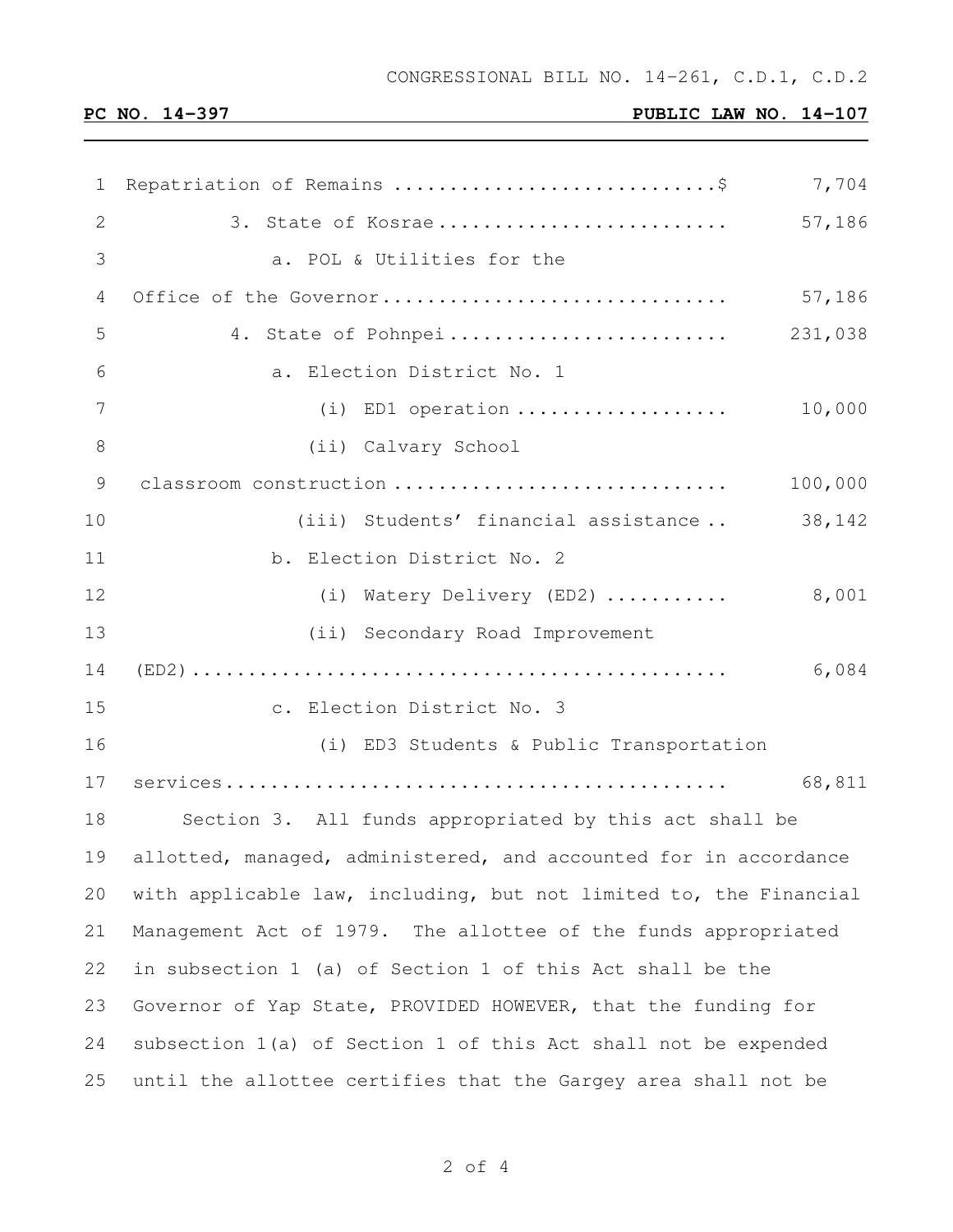CONGRESSIONAL BILL NO. 14-261, C.D.1, C.D.2

**PC NO. 14-397** **PUBLIC LAW NO. 14-107**

| | |
|---|---|
| Repatriation of Remains ............................$ | 7,704 |
| 3. State of Kosrae......................... | 57,186 |
| a. POL & Utilities for the Office of the Governor.............................. | 57,186 |
| 4. State of Pohnpei......................... | 231,038 |
| a. Election District No. 1 | |
| (i) ED1 operation .................. | 10,000 |
| (ii) Calvary School classroom construction ............................ | 100,000 |
| (iii) Students' financial assistance .. | 38,142 |
| b. Election District No. 2 | |
| (i) Watery Delivery (ED2) .......... | 8,001 |
| (ii) Secondary Road Improvement (ED2)............................................. | 6,084 |
| c. Election District No. 3 | |
| (i) ED3 Students & Public Transportation services............................................ | 68,811 |

Section 3. All funds appropriated by this act shall be allotted, managed, administered, and accounted for in accordance with applicable law, including, but not limited to, the Financial Management Act of 1979. The allottee of the funds appropriated in subsection 1 (a) of Section 1 of this Act shall be the Governor of Yap State, PROVIDED HOWEVER, that the funding for subsection 1(a) of Section 1 of this Act shall not be expended until the allottee certifies that the Gargey area shall not be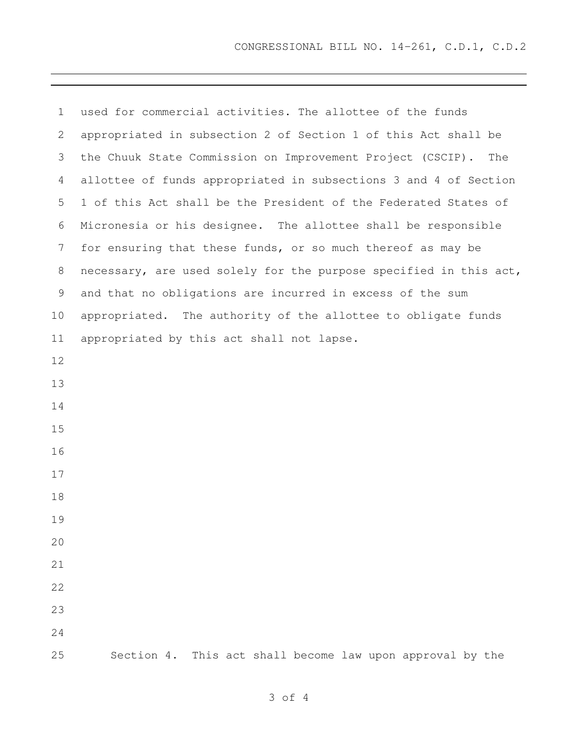used for commercial activities. The allottee of the funds appropriated in subsection 2 of Section 1 of this Act shall be the Chuuk State Commission on Improvement Project (CSCIP). The allottee of funds appropriated in subsections 3 and 4 of Section 1 of this Act shall be the President of the Federated States of Micronesia or his designee. The allottee shall be responsible for ensuring that these funds, or so much thereof as may be necessary, are used solely for the purpose specified in this act, and that no obligations are incurred in excess of the sum appropriated. The authority of the allottee to obligate funds appropriated by this act shall not lapse.

Section 4. This act shall become law upon approval by the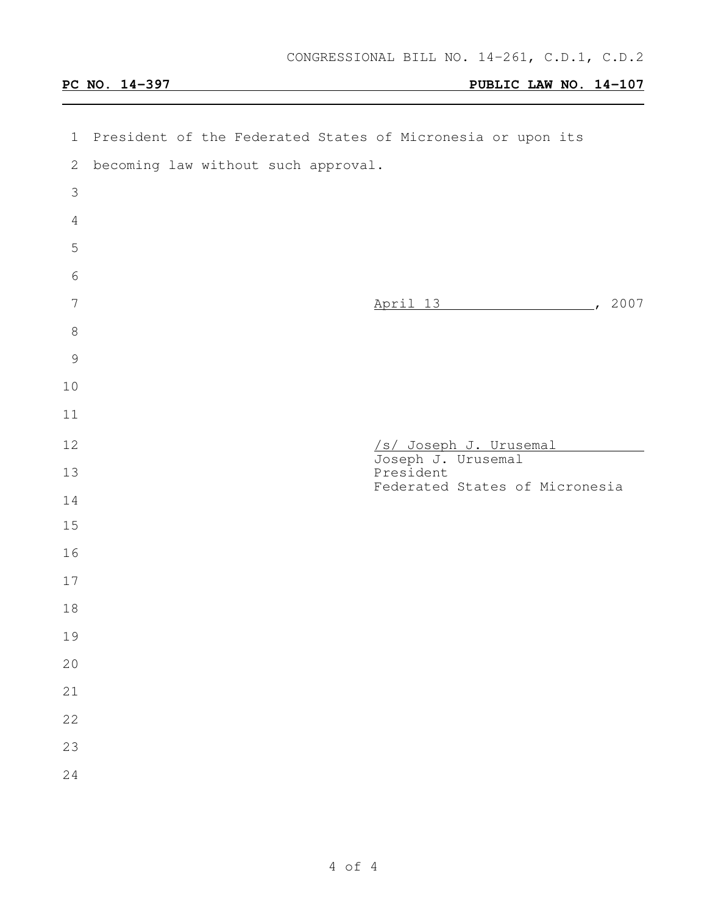President of the Federated States of Micronesia or upon its becoming law without such approval.

April 13, 2007

/s/ Joseph J. Urusemal
Joseph J. Urusemal
President
Federated States of Micronesia